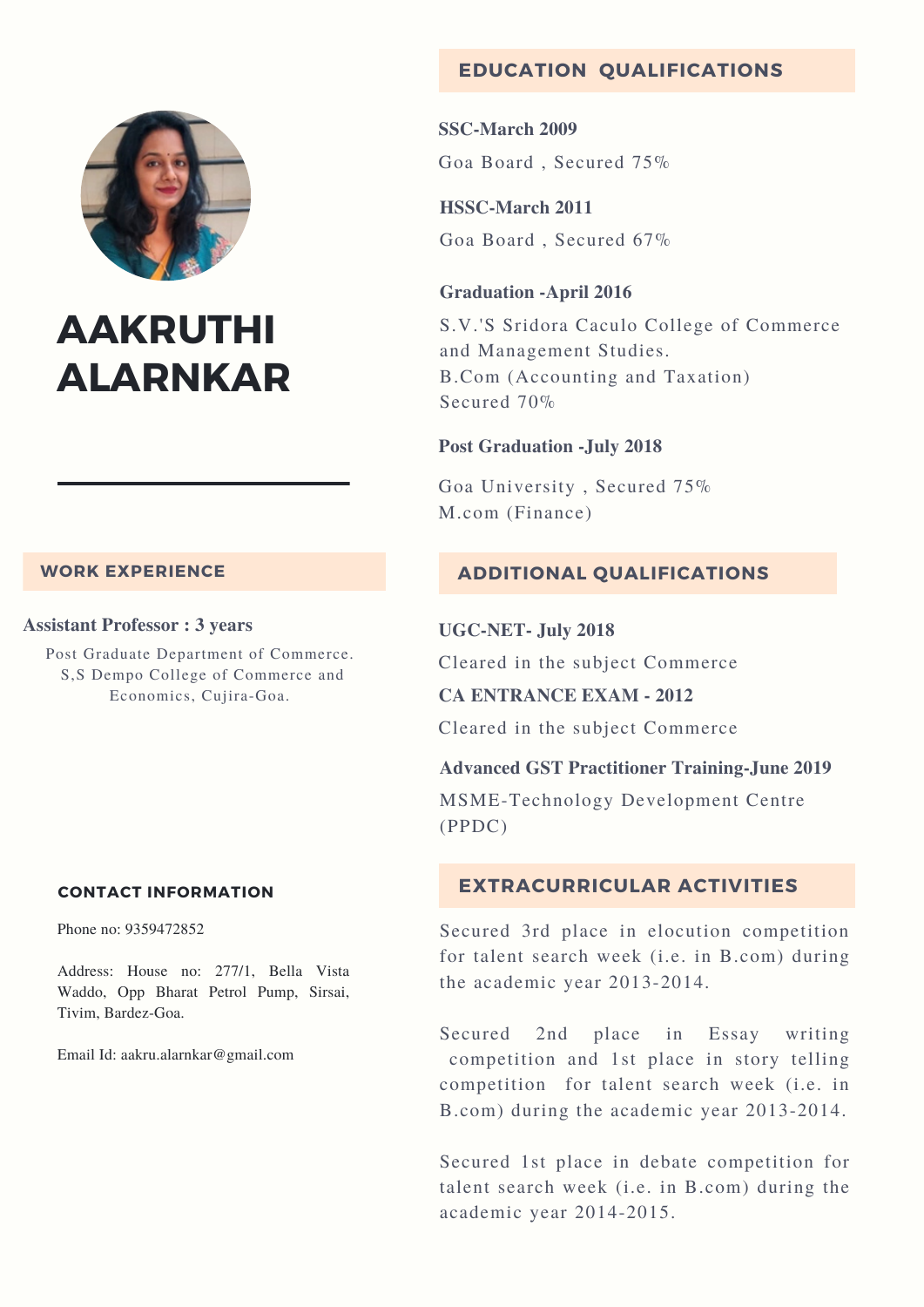# AAKRUTHI ALARNKAR

## WORK EXPERIENCE

**Assistant Professor : 3 years**

Post Graduate Department of Commerce.
S,S Dempo College of Commerce and Economics, Cujira-Goa.

## CONTACT INFORMATION

Phone no: 9359472852

Address: House no: 277/1, Bella Vista Waddo, Opp Bharat Petrol Pump, Sirsai, Tivim, Bardez-Goa.

Email Id: aakru.alarnkar@gmail.com

## EDUCATION QUALIFICATIONS

**SSC-March 2009**

Goa Board , Secured 75%

**HSSC-March 2011**

Goa Board , Secured 67%

**Graduation -April 2016**

S.V.'S Sridora Caculo College of Commerce and Management Studies.
B.Com (Accounting and Taxation)
Secured 70%

**Post Graduation -July 2018**

Goa University , Secured 75%
M.com (Finance)

## ADDITIONAL QUALIFICATIONS

**UGC-NET- July 2018**

Cleared in the subject Commerce

**CA ENTRANCE EXAM - 2012**

Cleared in the subject Commerce

**Advanced GST Practitioner Training-June 2019**

MSME-Technology Development Centre (PPDC)

## EXTRACURRICULAR ACTIVITIES

Secured 3rd place in elocution competition for talent search week (i.e. in B.com) during the academic year 2013-2014.

Secured 2nd place in Essay writing competition and 1st place in story telling competition for talent search week (i.e. in B.com) during the academic year 2013-2014.

Secured 1st place in debate competition for talent search week (i.e. in B.com) during the academic year 2014-2015.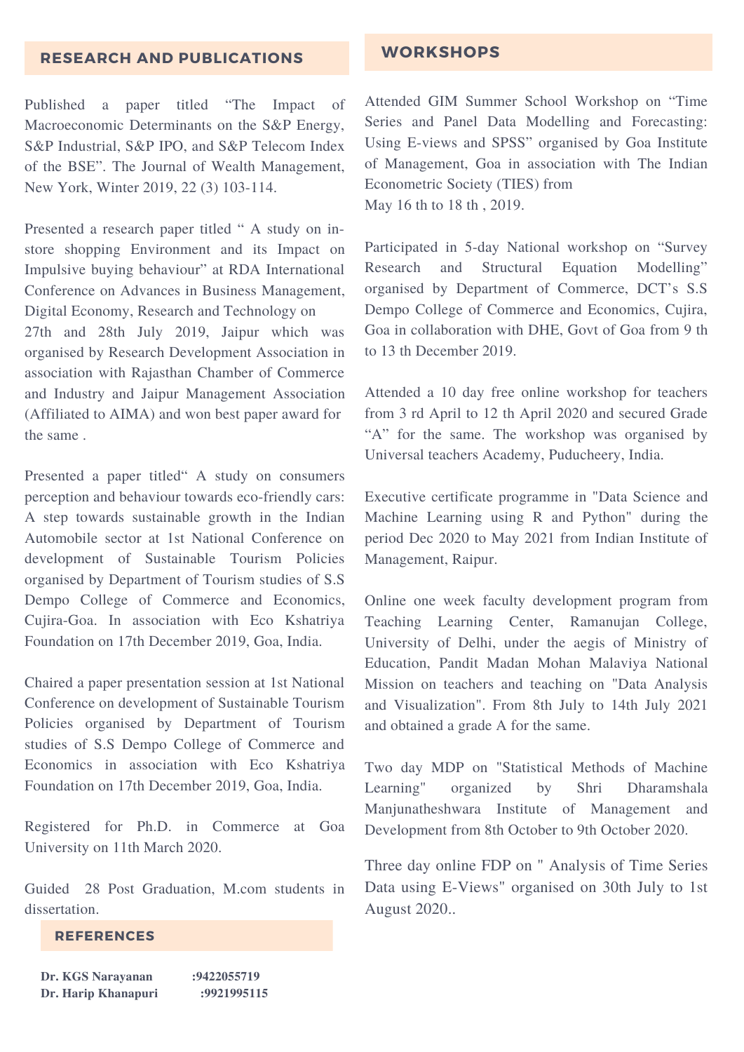## RESEARCH AND PUBLICATIONS

Published a paper titled "The Impact of Macroeconomic Determinants on the S&P Energy, S&P Industrial, S&P IPO, and S&P Telecom Index of the BSE". The Journal of Wealth Management, New York, Winter 2019, 22 (3) 103-114.

Presented a research paper titled " A study on in-store shopping Environment and its Impact on Impulsive buying behaviour" at RDA International Conference on Advances in Business Management, Digital Economy, Research and Technology on 27th and 28th July 2019, Jaipur which was organised by Research Development Association in association with Rajasthan Chamber of Commerce and Industry and Jaipur Management Association (Affiliated to AIMA) and won best paper award for the same .

Presented a paper titled" A study on consumers perception and behaviour towards eco-friendly cars: A step towards sustainable growth in the Indian Automobile sector at 1st National Conference on development of Sustainable Tourism Policies organised by Department of Tourism studies of S.S Dempo College of Commerce and Economics, Cujira-Goa. In association with Eco Kshatriya Foundation on 17th December 2019, Goa, India.

Chaired a paper presentation session at 1st National Conference on development of Sustainable Tourism Policies organised by Department of Tourism studies of S.S Dempo College of Commerce and Economics in association with Eco Kshatriya Foundation on 17th December 2019, Goa, India.

Registered for Ph.D. in Commerce at Goa University on 11th March 2020.

Guided 28 Post Graduation, M.com students in dissertation.

## REFERENCES

**Dr. KGS Narayanan :9422055719**
**Dr. Harip Khanapuri :9921995115**

## WORKSHOPS

Attended GIM Summer School Workshop on "Time Series and Panel Data Modelling and Forecasting: Using E-views and SPSS" organised by Goa Institute of Management, Goa in association with The Indian Econometric Society (TIES) from May 16 th to 18 th , 2019.

Participated in 5-day National workshop on "Survey Research and Structural Equation Modelling" organised by Department of Commerce, DCT's S.S Dempo College of Commerce and Economics, Cujira, Goa in collaboration with DHE, Govt of Goa from 9 th to 13 th December 2019.

Attended a 10 day free online workshop for teachers from 3 rd April to 12 th April 2020 and secured Grade "A" for the same. The workshop was organised by Universal teachers Academy, Puducheery, India.

Executive certificate programme in "Data Science and Machine Learning using R and Python" during the period Dec 2020 to May 2021 from Indian Institute of Management, Raipur.

Online one week faculty development program from Teaching Learning Center, Ramanujan College, University of Delhi, under the aegis of Ministry of Education, Pandit Madan Mohan Malaviya National Mission on teachers and teaching on "Data Analysis and Visualization". From 8th July to 14th July 2021 and obtained a grade A for the same.

Two day MDP on "Statistical Methods of Machine Learning" organized by Shri Dharamshala Manjunatheshwara Institute of Management and Development from 8th October to 9th October 2020.

Three day online FDP on " Analysis of Time Series Data using E-Views" organised on 30th July to 1st August 2020..